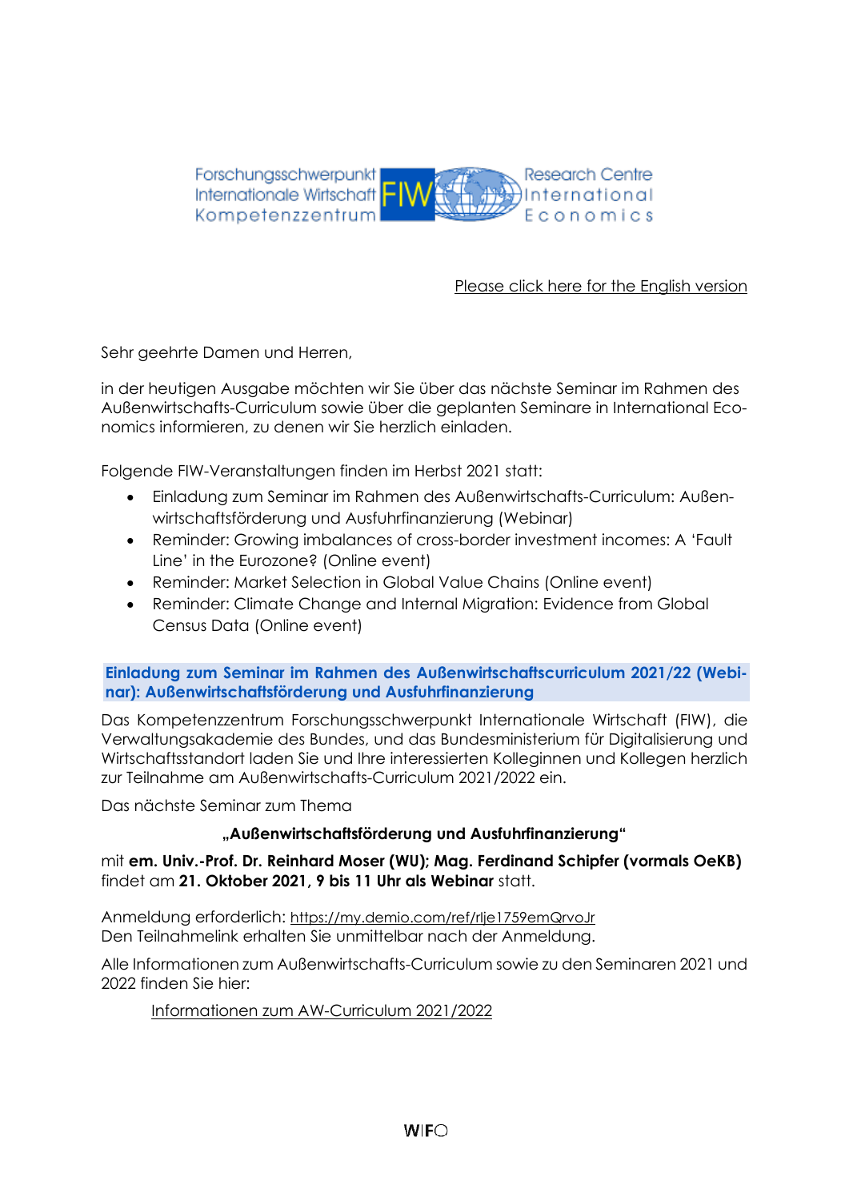Forschungsschwerpunkt Internationale Wirtschaft Kompetenzzentrum FIW Research Centre International Economics

Please click here for the English version

Sehr geehrte Damen und Herren,

in der heutigen Ausgabe möchten wir Sie über das nächste Seminar im Rahmen des Außenwirtschafts-Curriculum sowie über die geplanten Seminare in International Economics informieren, zu denen wir Sie herzlich einladen.

Folgende FIW-Veranstaltungen finden im Herbst 2021 statt:

- Einladung zum Seminar im Rahmen des Außenwirtschafts-Curriculum: Außenwirtschaftsförderung und Ausfuhrfinanzierung (Webinar)
- Reminder: Growing imbalances of cross-border investment incomes: A 'Fault Line' in the Eurozone? (Online event)
- Reminder: Market Selection in Global Value Chains (Online event)
- Reminder: Climate Change and Internal Migration: Evidence from Global Census Data (Online event)

## Einladung zum Seminar im Rahmen des Außenwirtschaftscurriculum 2021/22 (Webinar): Außenwirtschaftsförderung und Ausfuhrfinanzierung

Das Kompetenzzentrum Forschungsschwerpunkt Internationale Wirtschaft (FIW), die Verwaltungsakademie des Bundes, und das Bundesministerium für Digitalisierung und Wirtschaftsstandort laden Sie und Ihre interessierten Kolleginnen und Kollegen herzlich zur Teilnahme am Außenwirtschafts-Curriculum 2021/2022 ein.

Das nächste Seminar zum Thema

**„Außenwirtschaftsförderung und Ausfuhrfinanzierung"**

mit **em. Univ.-Prof. Dr. Reinhard Moser (WU); Mag. Ferdinand Schipfer (vormals OeKB)** findet am **21. Oktober 2021, 9 bis 11 Uhr als Webinar** statt.

Anmeldung erforderlich: https://my.demio.com/ref/rlje1759emQrvoJr
Den Teilnahmelink erhalten Sie unmittelbar nach der Anmeldung.

Alle Informationen zum Außenwirtschafts-Curriculum sowie zu den Seminaren 2021 und 2022 finden Sie hier:

Informationen zum AW-Curriculum 2021/2022

WIFO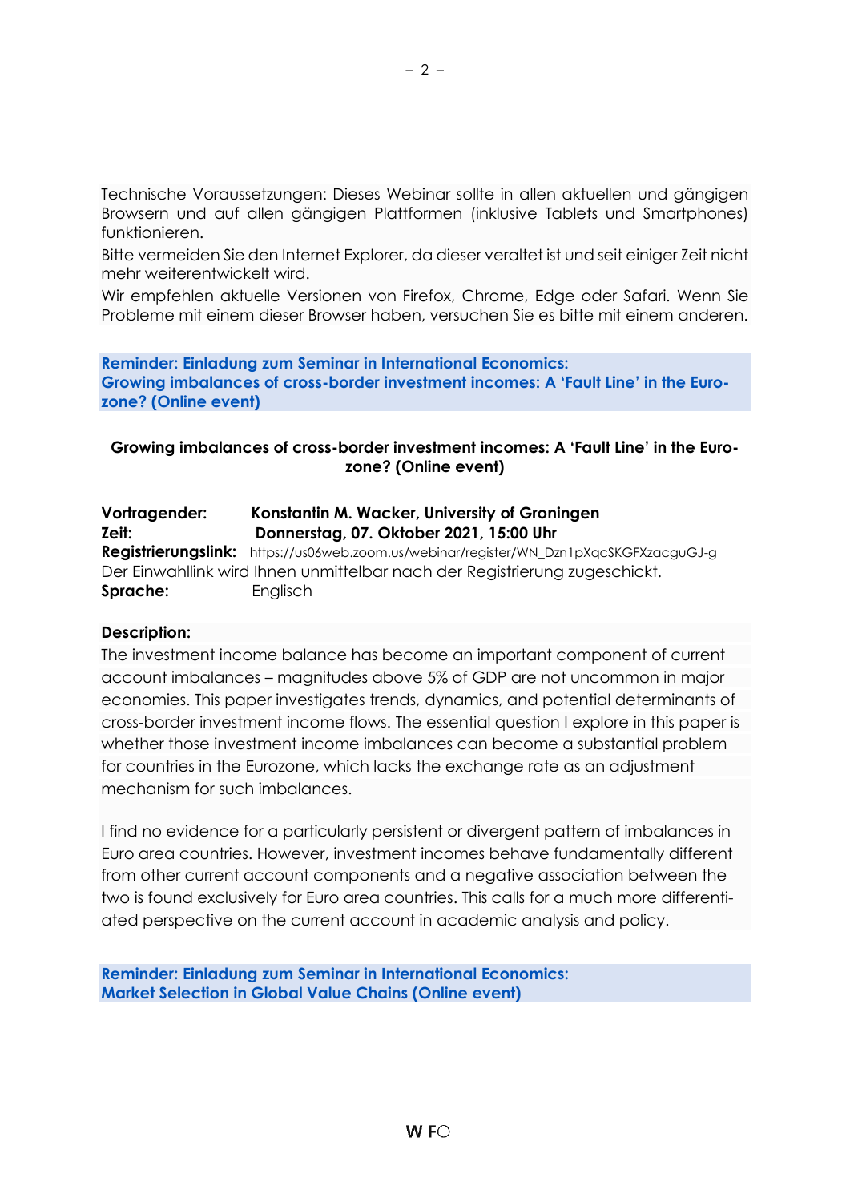Technische Voraussetzungen: Dieses Webinar sollte in allen aktuellen und gängigen Browsern und auf allen gängigen Plattformen (inklusive Tablets und Smartphones) funktionieren.

Bitte vermeiden Sie den Internet Explorer, da dieser veraltet ist und seit einiger Zeit nicht mehr weiterentwickelt wird.

Wir empfehlen aktuelle Versionen von Firefox, Chrome, Edge oder Safari. Wenn Sie Probleme mit einem dieser Browser haben, versuchen Sie es bitte mit einem anderen.

## Reminder: Einladung zum Seminar in International Economics: Growing imbalances of cross-border investment incomes: A 'Fault Line' in the Eurozone? (Online event)

### Growing imbalances of cross-border investment incomes: A 'Fault Line' in the Eurozone? (Online event)

**Vortragender:** **Konstantin M. Wacker, University of Groningen**
**Zeit:** **Donnerstag, 07. Oktober 2021, 15:00 Uhr**
**Registrierungslink:** https://us06web.zoom.us/webinar/register/WN_Dzn1pXqcSKGFXzacguGJ-g
Der Einwahllink wird Ihnen unmittelbar nach der Registrierung zugeschickt.
**Sprache:** Englisch

**Description:**

The investment income balance has become an important component of current account imbalances – magnitudes above 5% of GDP are not uncommon in major economies. This paper investigates trends, dynamics, and potential determinants of cross-border investment income flows. The essential question I explore in this paper is whether those investment income imbalances can become a substantial problem for countries in the Eurozone, which lacks the exchange rate as an adjustment mechanism for such imbalances.

I find no evidence for a particularly persistent or divergent pattern of imbalances in Euro area countries. However, investment incomes behave fundamentally different from other current account components and a negative association between the two is found exclusively for Euro area countries. This calls for a much more differentiated perspective on the current account in academic analysis and policy.

## Reminder: Einladung zum Seminar in International Economics: Market Selection in Global Value Chains (Online event)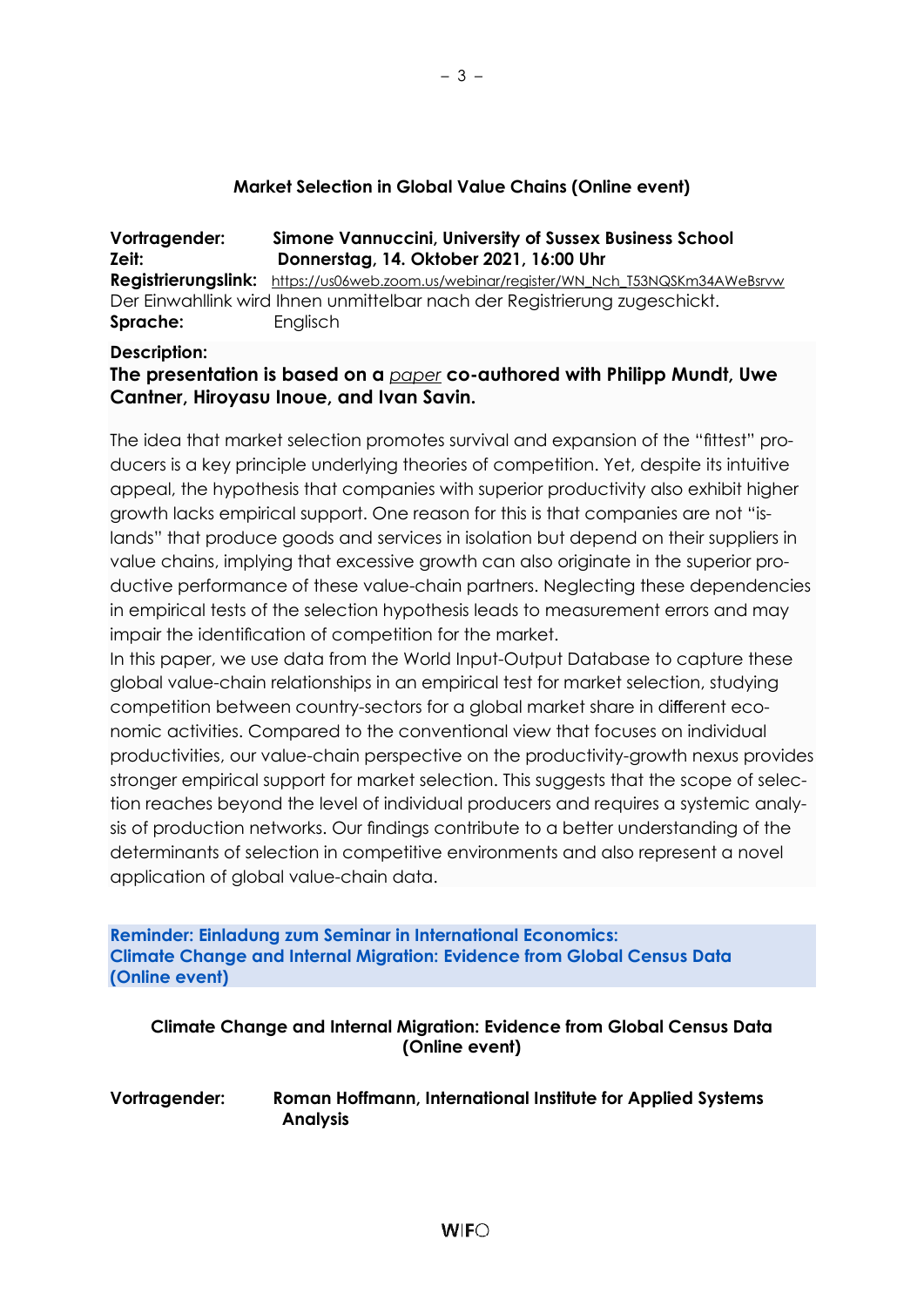### Market Selection in Global Value Chains (Online event)

**Vortragender:** **Simone Vannuccini, University of Sussex Business School**
**Zeit:** **Donnerstag, 14. Oktober 2021, 16:00 Uhr**
**Registrierungslink:** https://us06web.zoom.us/webinar/register/WN_Nch_T53NQSKm34AWeBsrvw
Der Einwahllink wird Ihnen unmittelbar nach der Registrierung zugeschickt.
**Sprache:** Englisch

**Description:**
**The presentation is based on a *paper* co-authored with Philipp Mundt, Uwe Cantner, Hiroyasu Inoue, and Ivan Savin.**

The idea that market selection promotes survival and expansion of the "fittest" producers is a key principle underlying theories of competition. Yet, despite its intuitive appeal, the hypothesis that companies with superior productivity also exhibit higher growth lacks empirical support. One reason for this is that companies are not "islands" that produce goods and services in isolation but depend on their suppliers in value chains, implying that excessive growth can also originate in the superior productive performance of these value-chain partners. Neglecting these dependencies in empirical tests of the selection hypothesis leads to measurement errors and may impair the identification of competition for the market.
In this paper, we use data from the World Input-Output Database to capture these global value-chain relationships in an empirical test for market selection, studying competition between country-sectors for a global market share in different economic activities. Compared to the conventional view that focuses on individual productivities, our value-chain perspective on the productivity-growth nexus provides stronger empirical support for market selection. This suggests that the scope of selection reaches beyond the level of individual producers and requires a systemic analysis of production networks. Our findings contribute to a better understanding of the determinants of selection in competitive environments and also represent a novel application of global value-chain data.

**Reminder: Einladung zum Seminar in International Economics: Climate Change and Internal Migration: Evidence from Global Census Data (Online event)**

### Climate Change and Internal Migration: Evidence from Global Census Data (Online event)

**Vortragender:** **Roman Hoffmann, International Institute for Applied Systems Analysis**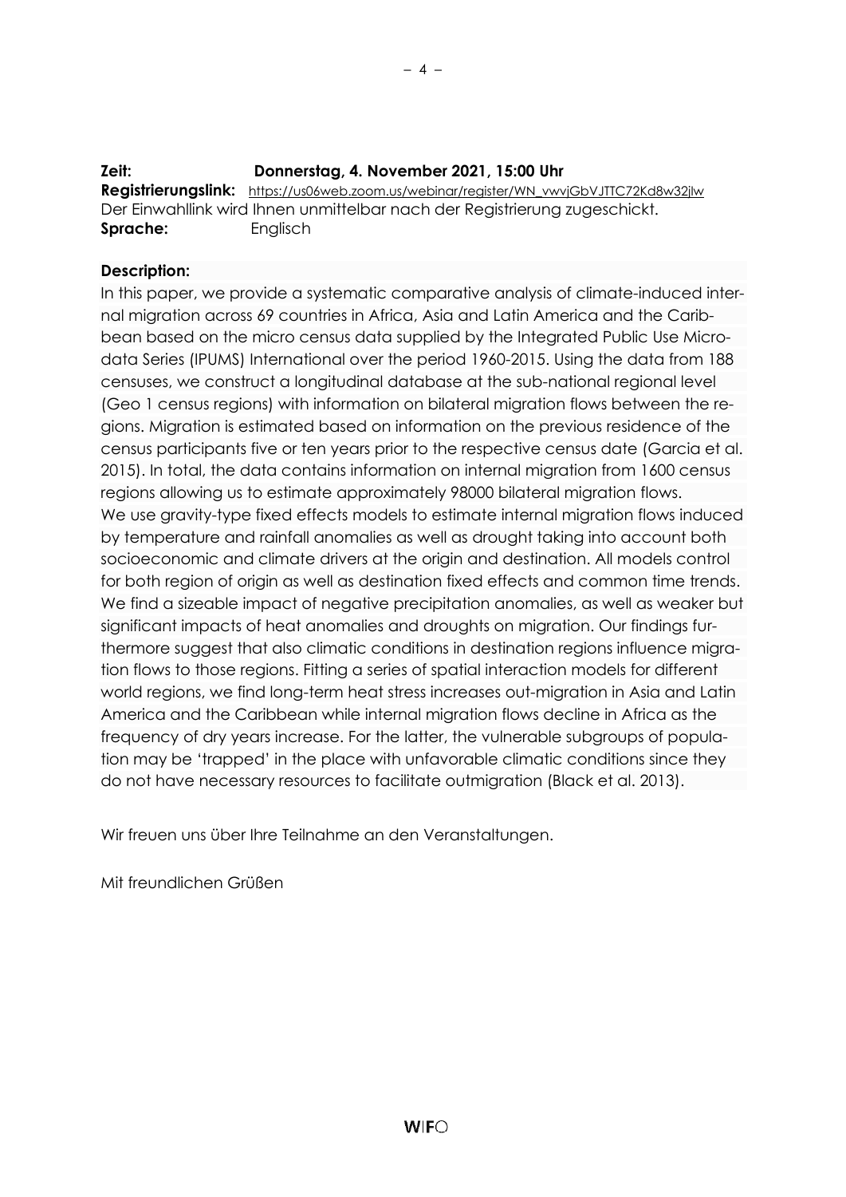**Zeit:** **Donnerstag, 4. November 2021, 15:00 Uhr**
**Registrierungslink:** https://us06web.zoom.us/webinar/register/WN_vwvjGbVJTTC72Kd8w32jlw
Der Einwahllink wird Ihnen unmittelbar nach der Registrierung zugeschickt.
**Sprache:** Englisch

**Description:**

In this paper, we provide a systematic comparative analysis of climate-induced internal migration across 69 countries in Africa, Asia and Latin America and the Caribbean based on the micro census data supplied by the Integrated Public Use Microdata Series (IPUMS) International over the period 1960-2015. Using the data from 188 censuses, we construct a longitudinal database at the sub-national regional level (Geo 1 census regions) with information on bilateral migration flows between the regions. Migration is estimated based on information on the previous residence of the census participants five or ten years prior to the respective census date (Garcia et al. 2015). In total, the data contains information on internal migration from 1600 census regions allowing us to estimate approximately 98000 bilateral migration flows.
We use gravity-type fixed effects models to estimate internal migration flows induced by temperature and rainfall anomalies as well as drought taking into account both socioeconomic and climate drivers at the origin and destination. All models control for both region of origin as well as destination fixed effects and common time trends. We find a sizeable impact of negative precipitation anomalies, as well as weaker but significant impacts of heat anomalies and droughts on migration. Our findings furthermore suggest that also climatic conditions in destination regions influence migration flows to those regions. Fitting a series of spatial interaction models for different world regions, we find long-term heat stress increases out-migration in Asia and Latin America and the Caribbean while internal migration flows decline in Africa as the frequency of dry years increase. For the latter, the vulnerable subgroups of population may be 'trapped' in the place with unfavorable climatic conditions since they do not have necessary resources to facilitate outmigration (Black et al. 2013).

Wir freuen uns über Ihre Teilnahme an den Veranstaltungen.

Mit freundlichen Grüßen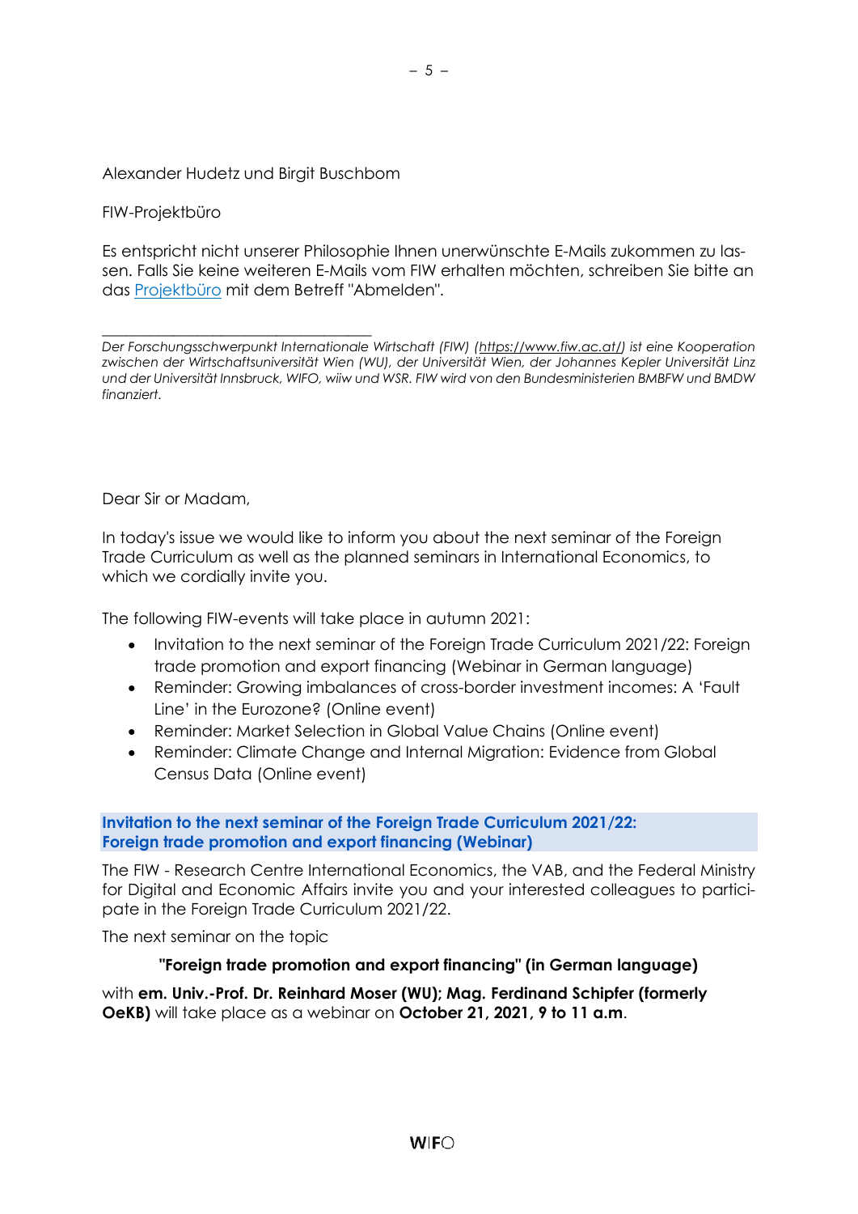Alexander Hudetz und Birgit Buschbom

FIW-Projektbüro

Es entspricht nicht unserer Philosophie Ihnen unerwünschte E-Mails zukommen zu lassen. Falls Sie keine weiteren E-Mails vom FIW erhalten möchten, schreiben Sie bitte an das Projektbüro mit dem Betreff "Abmelden".

---

*Der Forschungsschwerpunkt Internationale Wirtschaft (FIW) (https://www.fiw.ac.at/) ist eine Kooperation zwischen der Wirtschaftsuniversität Wien (WU), der Universität Wien, der Johannes Kepler Universität Linz und der Universität Innsbruck, WIFO, wiiw und WSR. FIW wird von den Bundesministerien BMBFW und BMDW finanziert.*

Dear Sir or Madam,

In today's issue we would like to inform you about the next seminar of the Foreign Trade Curriculum as well as the planned seminars in International Economics, to which we cordially invite you.

The following FIW-events will take place in autumn 2021:

- Invitation to the next seminar of the Foreign Trade Curriculum 2021/22: Foreign trade promotion and export financing (Webinar in German language)
- Reminder: Growing imbalances of cross-border investment incomes: A 'Fault Line' in the Eurozone? (Online event)
- Reminder: Market Selection in Global Value Chains (Online event)
- Reminder: Climate Change and Internal Migration: Evidence from Global Census Data (Online event)

### Invitation to the next seminar of the Foreign Trade Curriculum 2021/22: Foreign trade promotion and export financing (Webinar)

The FIW - Research Centre International Economics, the VAB, and the Federal Ministry for Digital and Economic Affairs invite you and your interested colleagues to participate in the Foreign Trade Curriculum 2021/22.

The next seminar on the topic

**"Foreign trade promotion and export financing" (in German language)**

with **em. Univ.-Prof. Dr. Reinhard Moser (WU); Mag. Ferdinand Schipfer (formerly OeKB)** will take place as a webinar on **October 21, 2021, 9 to 11 a.m**.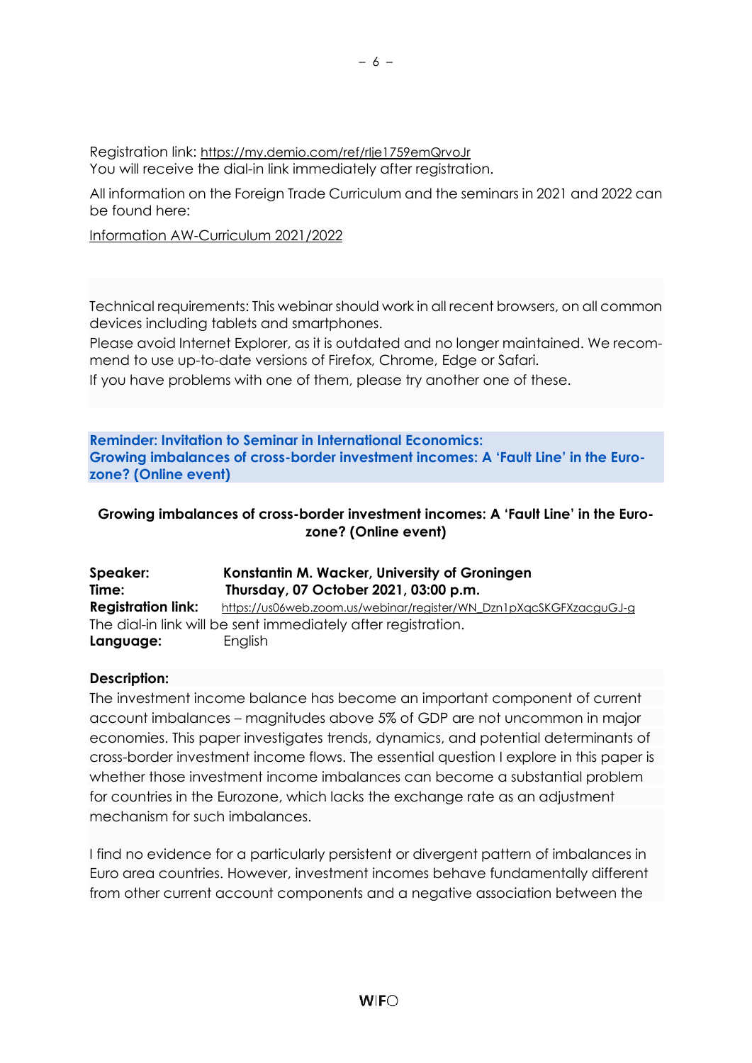Registration link: https://my.demio.com/ref/rIje1759emQrvoJr
You will receive the dial-in link immediately after registration.

All information on the Foreign Trade Curriculum and the seminars in 2021 and 2022 can be found here:

Information AW-Curriculum 2021/2022

Technical requirements: This webinar should work in all recent browsers, on all common devices including tablets and smartphones.
Please avoid Internet Explorer, as it is outdated and no longer maintained. We recommend to use up-to-date versions of Firefox, Chrome, Edge or Safari.
If you have problems with one of them, please try another one of these.

## Reminder: Invitation to Seminar in International Economics: Growing imbalances of cross-border investment incomes: A 'Fault Line' in the Eurozone? (Online event)

### Growing imbalances of cross-border investment incomes: A 'Fault Line' in the Eurozone? (Online event)

**Speaker:** **Konstantin M. Wacker, University of Groningen**
**Time:** **Thursday, 07 October 2021, 03:00 p.m.**
**Registration link:** https://us06web.zoom.us/webinar/register/WN_Dzn1pXqcSKGFXzacguGJ-g
The dial-in link will be sent immediately after registration.
**Language:** English

**Description:**
The investment income balance has become an important component of current account imbalances – magnitudes above 5% of GDP are not uncommon in major economies. This paper investigates trends, dynamics, and potential determinants of cross-border investment income flows. The essential question I explore in this paper is whether those investment income imbalances can become a substantial problem for countries in the Eurozone, which lacks the exchange rate as an adjustment mechanism for such imbalances.

I find no evidence for a particularly persistent or divergent pattern of imbalances in Euro area countries. However, investment incomes behave fundamentally different from other current account components and a negative association between the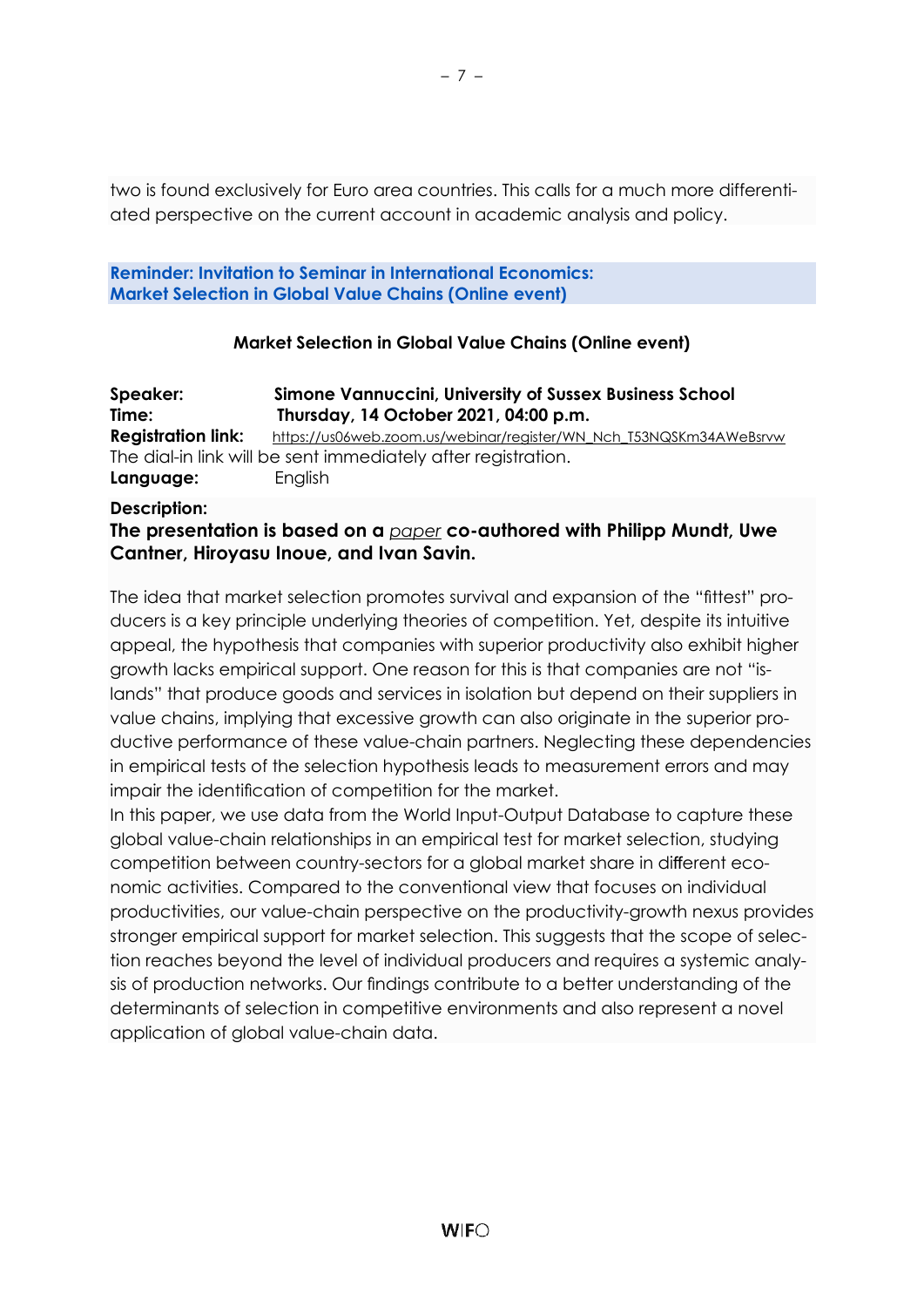two is found exclusively for Euro area countries. This calls for a much more differentiated perspective on the current account in academic analysis and policy.

## Reminder: Invitation to Seminar in International Economics: Market Selection in Global Value Chains (Online event)

### Market Selection in Global Value Chains (Online event)

**Speaker:** **Simone Vannuccini, University of Sussex Business School**
**Time:** **Thursday, 14 October 2021, 04:00 p.m.**
**Registration link:** https://us06web.zoom.us/webinar/register/WN_Nch_T53NQSKm34AWeBsrvw
The dial-in link will be sent immediately after registration.
**Language:** English

**Description:**
**The presentation is based on a *paper* co-authored with Philipp Mundt, Uwe Cantner, Hiroyasu Inoue, and Ivan Savin.**

The idea that market selection promotes survival and expansion of the "fittest" producers is a key principle underlying theories of competition. Yet, despite its intuitive appeal, the hypothesis that companies with superior productivity also exhibit higher growth lacks empirical support. One reason for this is that companies are not "islands" that produce goods and services in isolation but depend on their suppliers in value chains, implying that excessive growth can also originate in the superior productive performance of these value-chain partners. Neglecting these dependencies in empirical tests of the selection hypothesis leads to measurement errors and may impair the identification of competition for the market.
In this paper, we use data from the World Input-Output Database to capture these global value-chain relationships in an empirical test for market selection, studying competition between country-sectors for a global market share in different economic activities. Compared to the conventional view that focuses on individual productivities, our value-chain perspective on the productivity-growth nexus provides stronger empirical support for market selection. This suggests that the scope of selection reaches beyond the level of individual producers and requires a systemic analysis of production networks. Our findings contribute to a better understanding of the determinants of selection in competitive environments and also represent a novel application of global value-chain data.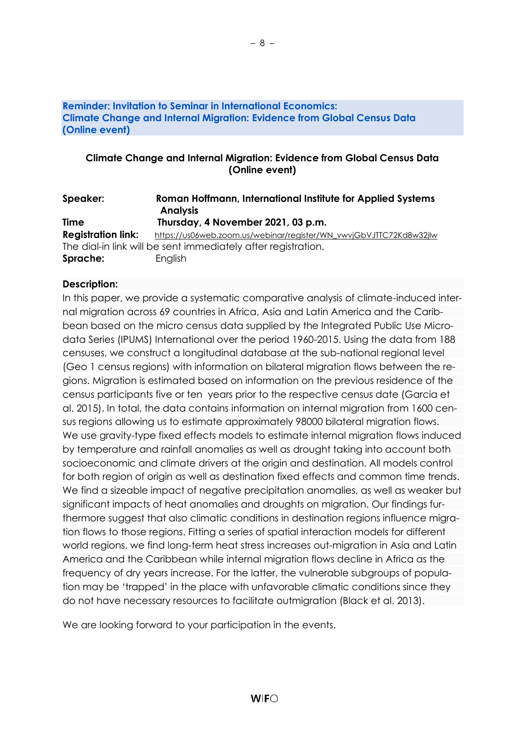## Reminder: Invitation to Seminar in International Economics: Climate Change and Internal Migration: Evidence from Global Census Data (Online event)

**Climate Change and Internal Migration: Evidence from Global Census Data (Online event)**

**Speaker:** **Roman Hoffmann, International Institute for Applied Systems Analysis**
**Time** **Thursday, 4 November 2021, 03 p.m.**
**Registration link:** https://us06web.zoom.us/webinar/register/WN_vwvjGbVJTTC72Kd8w32jlw
The dial-in link will be sent immediately after registration.
**Sprache:** English

**Description:**

In this paper, we provide a systematic comparative analysis of climate-induced internal migration across 69 countries in Africa, Asia and Latin America and the Caribbean based on the micro census data supplied by the Integrated Public Use Microdata Series (IPUMS) International over the period 1960-2015. Using the data from 188 censuses, we construct a longitudinal database at the sub-national regional level (Geo 1 census regions) with information on bilateral migration flows between the regions. Migration is estimated based on information on the previous residence of the census participants five or ten years prior to the respective census date (Garcia et al. 2015). In total, the data contains information on internal migration from 1600 census regions allowing us to estimate approximately 98000 bilateral migration flows. We use gravity-type fixed effects models to estimate internal migration flows induced by temperature and rainfall anomalies as well as drought taking into account both socioeconomic and climate drivers at the origin and destination. All models control for both region of origin as well as destination fixed effects and common time trends. We find a sizeable impact of negative precipitation anomalies, as well as weaker but significant impacts of heat anomalies and droughts on migration. Our findings furthermore suggest that also climatic conditions in destination regions influence migration flows to those regions. Fitting a series of spatial interaction models for different world regions, we find long-term heat stress increases out-migration in Asia and Latin America and the Caribbean while internal migration flows decline in Africa as the frequency of dry years increase. For the latter, the vulnerable subgroups of population may be 'trapped' in the place with unfavorable climatic conditions since they do not have necessary resources to facilitate outmigration (Black et al. 2013).

We are looking forward to your participation in the events.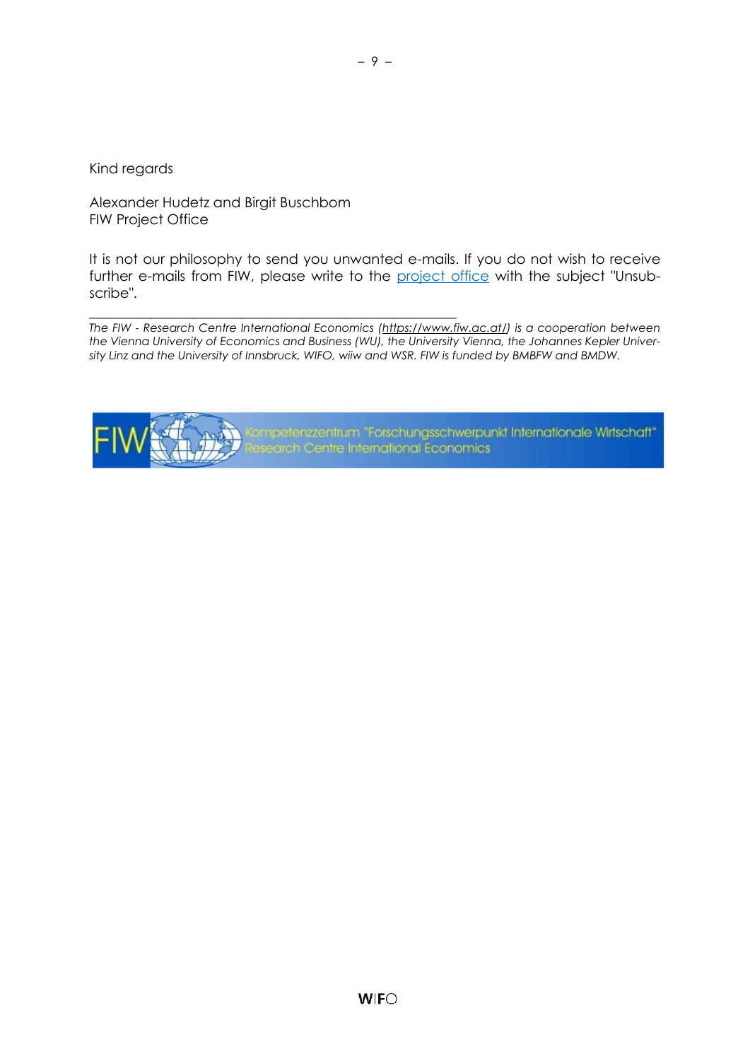Kind regards

Alexander Hudetz and Birgit Buschbom  
FIW Project Office

It is not our philosophy to send you unwanted e-mails. If you do not wish to receive further e-mails from FIW, please write to the project office with the subject "Unsubscribe".

---

*The FIW - Research Centre International Economics (https://www.fiw.ac.at/) is a cooperation between the Vienna University of Economics and Business (WU), the University Vienna, the Johannes Kepler University Linz and the University of Innsbruck, WIFO, wiiw and WSR. FIW is funded by BMBFW and BMDW.*

FIW Kompetenzzentrum "Forschungsschwerpunkt Internationale Wirtschaft"  
Research Centre International Economics